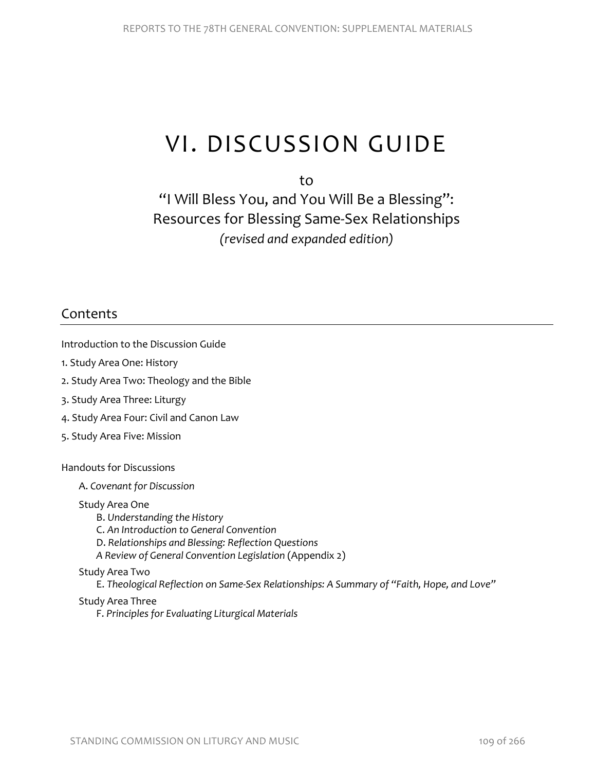# VI. DISCUSSION GUIDE

to

"I Will Bless You, and You Will Be a Blessing":
Resources for Blessing Same-Sex Relationships
*(revised and expanded edition)*

## Contents

Introduction to the Discussion Guide

1. Study Area One: History
2. Study Area Two: Theology and the Bible
3. Study Area Three: Liturgy
4. Study Area Four: Civil and Canon Law
5. Study Area Five: Mission

Handouts for Discussions

A. *Covenant for Discussion*

Study Area One

- B. *Understanding the History*
- C. *An Introduction to General Convention*
- D. *Relationships and Blessing: Reflection Questions*
- *A Review of General Convention Legislation* (Appendix 2)

Study Area Two

- E. *Theological Reflection on Same-Sex Relationships: A Summary of "Faith, Hope, and Love"*

Study Area Three

- F. *Principles for Evaluating Liturgical Materials*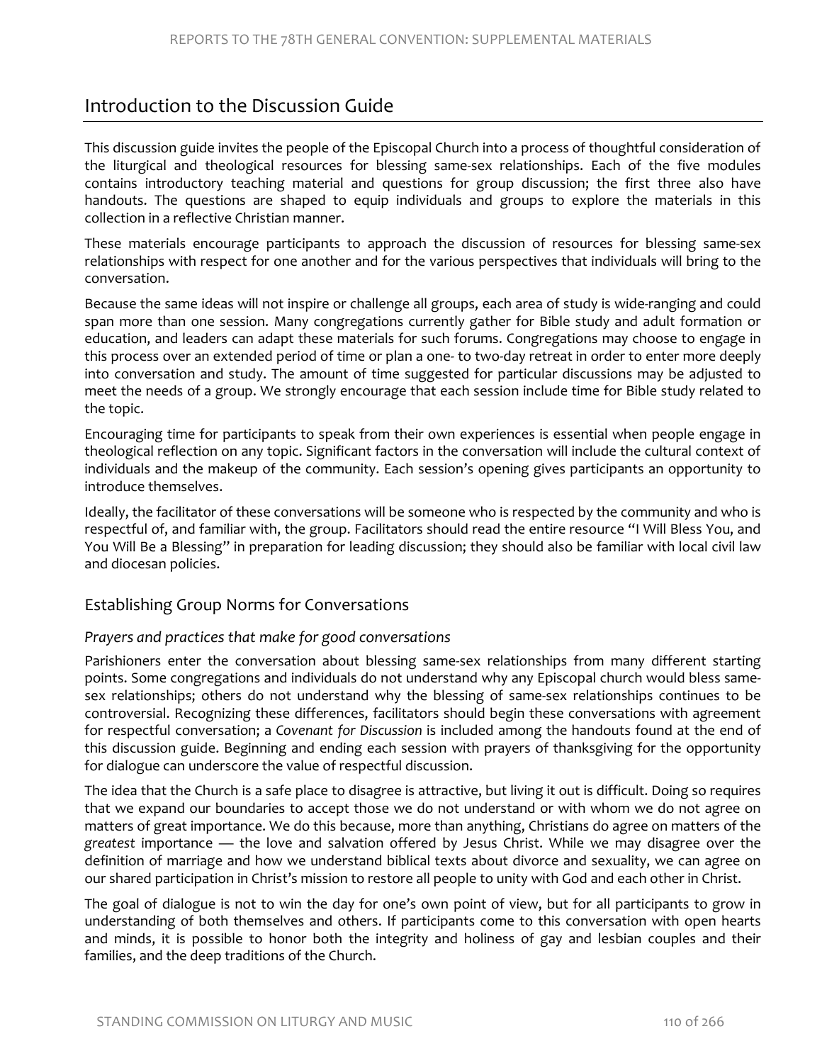## Introduction to the Discussion Guide

This discussion guide invites the people of the Episcopal Church into a process of thoughtful consideration of the liturgical and theological resources for blessing same-sex relationships. Each of the five modules contains introductory teaching material and questions for group discussion; the first three also have handouts. The questions are shaped to equip individuals and groups to explore the materials in this collection in a reflective Christian manner.

These materials encourage participants to approach the discussion of resources for blessing same-sex relationships with respect for one another and for the various perspectives that individuals will bring to the conversation.

Because the same ideas will not inspire or challenge all groups, each area of study is wide-ranging and could span more than one session. Many congregations currently gather for Bible study and adult formation or education, and leaders can adapt these materials for such forums. Congregations may choose to engage in this process over an extended period of time or plan a one- to two-day retreat in order to enter more deeply into conversation and study. The amount of time suggested for particular discussions may be adjusted to meet the needs of a group. We strongly encourage that each session include time for Bible study related to the topic.

Encouraging time for participants to speak from their own experiences is essential when people engage in theological reflection on any topic. Significant factors in the conversation will include the cultural context of individuals and the makeup of the community. Each session's opening gives participants an opportunity to introduce themselves.

Ideally, the facilitator of these conversations will be someone who is respected by the community and who is respectful of, and familiar with, the group. Facilitators should read the entire resource "I Will Bless You, and You Will Be a Blessing" in preparation for leading discussion; they should also be familiar with local civil law and diocesan policies.

### Establishing Group Norms for Conversations

#### *Prayers and practices that make for good conversations*

Parishioners enter the conversation about blessing same-sex relationships from many different starting points. Some congregations and individuals do not understand why any Episcopal church would bless same-sex relationships; others do not understand why the blessing of same-sex relationships continues to be controversial. Recognizing these differences, facilitators should begin these conversations with agreement for respectful conversation; a *Covenant for Discussion* is included among the handouts found at the end of this discussion guide. Beginning and ending each session with prayers of thanksgiving for the opportunity for dialogue can underscore the value of respectful discussion.

The idea that the Church is a safe place to disagree is attractive, but living it out is difficult. Doing so requires that we expand our boundaries to accept those we do not understand or with whom we do not agree on matters of great importance. We do this because, more than anything, Christians do agree on matters of the *greatest* importance — the love and salvation offered by Jesus Christ. While we may disagree over the definition of marriage and how we understand biblical texts about divorce and sexuality, we can agree on our shared participation in Christ's mission to restore all people to unity with God and each other in Christ.

The goal of dialogue is not to win the day for one's own point of view, but for all participants to grow in understanding of both themselves and others. If participants come to this conversation with open hearts and minds, it is possible to honor both the integrity and holiness of gay and lesbian couples and their families, and the deep traditions of the Church.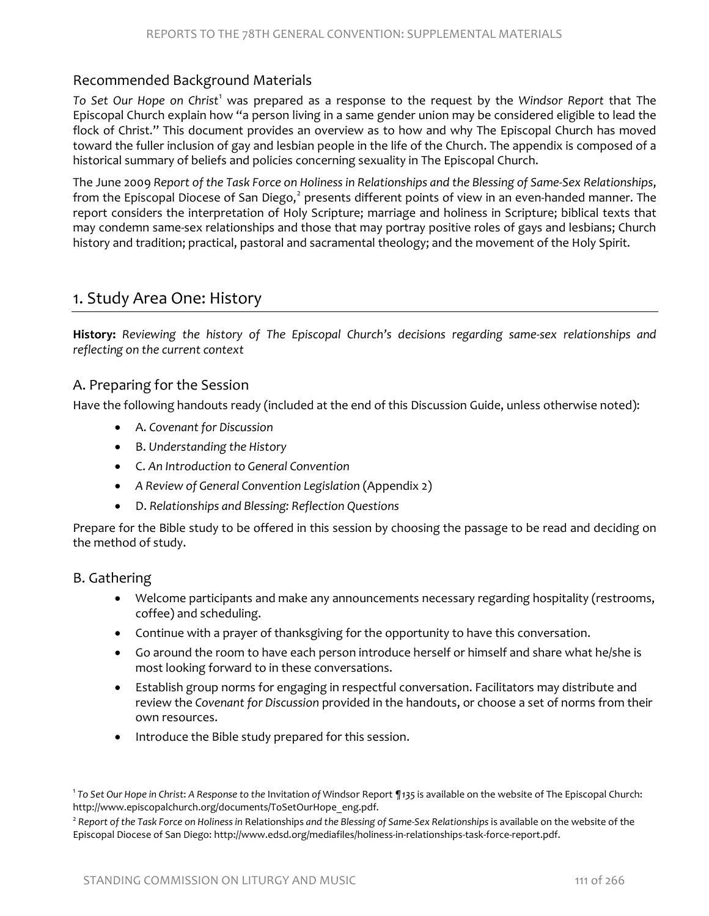## Recommended Background Materials

*To Set Our Hope on Christ*[1] was prepared as a response to the request by the *Windsor Report* that The Episcopal Church explain how "a person living in a same gender union may be considered eligible to lead the flock of Christ." This document provides an overview as to how and why The Episcopal Church has moved toward the fuller inclusion of gay and lesbian people in the life of the Church. The appendix is composed of a historical summary of beliefs and policies concerning sexuality in The Episcopal Church.

The June 2009 *Report of the Task Force on Holiness in Relationships and the Blessing of Same-Sex Relationships*, from the Episcopal Diocese of San Diego,[2] presents different points of view in an even-handed manner. The report considers the interpretation of Holy Scripture; marriage and holiness in Scripture; biblical texts that may condemn same-sex relationships and those that may portray positive roles of gays and lesbians; Church history and tradition; practical, pastoral and sacramental theology; and the movement of the Holy Spirit.

# 1. Study Area One: History

**History:** *Reviewing the history of The Episcopal Church's decisions regarding same-sex relationships and reflecting on the current context*

## A. Preparing for the Session

Have the following handouts ready (included at the end of this Discussion Guide, unless otherwise noted):

- A. *Covenant for Discussion*
- B. *Understanding the History*
- C. *An Introduction to General Convention*
- *A Review of General Convention Legislation* (Appendix 2)
- D. *Relationships and Blessing: Reflection Questions*

Prepare for the Bible study to be offered in this session by choosing the passage to be read and deciding on the method of study.

## B. Gathering

- Welcome participants and make any announcements necessary regarding hospitality (restrooms, coffee) and scheduling.
- Continue with a prayer of thanksgiving for the opportunity to have this conversation.
- Go around the room to have each person introduce herself or himself and share what he/she is most looking forward to in these conversations.
- Establish group norms for engaging in respectful conversation. Facilitators may distribute and review the *Covenant for Discussion* provided in the handouts, or choose a set of norms from their own resources.
- Introduce the Bible study prepared for this session.

---

[1] *To Set Our Hope in Christ*: *A Response to the* Invitation *of* Windsor Report *¶135* is available on the website of The Episcopal Church: http://www.episcopalchurch.org/documents/ToSetOurHope_eng.pdf.

[2] *Report of the Task Force on Holiness in* Relationships *and the Blessing of Same-Sex Relationships* is available on the website of the Episcopal Diocese of San Diego: http://www.edsd.org/mediafiles/holiness-in-relationships-task-force-report.pdf.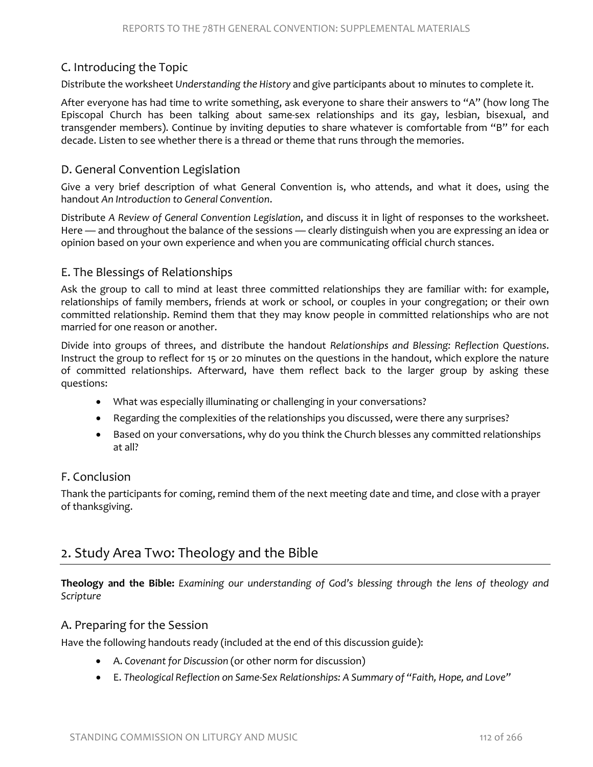## C. Introducing the Topic

Distribute the worksheet *Understanding the History* and give participants about 10 minutes to complete it.

After everyone has had time to write something, ask everyone to share their answers to "A" (how long The Episcopal Church has been talking about same-sex relationships and its gay, lesbian, bisexual, and transgender members). Continue by inviting deputies to share whatever is comfortable from "B" for each decade. Listen to see whether there is a thread or theme that runs through the memories.

## D. General Convention Legislation

Give a very brief description of what General Convention is, who attends, and what it does, using the handout *An Introduction to General Convention*.

Distribute *A Review of General Convention Legislation*, and discuss it in light of responses to the worksheet. Here — and throughout the balance of the sessions — clearly distinguish when you are expressing an idea or opinion based on your own experience and when you are communicating official church stances.

## E. The Blessings of Relationships

Ask the group to call to mind at least three committed relationships they are familiar with: for example, relationships of family members, friends at work or school, or couples in your congregation; or their own committed relationship. Remind them that they may know people in committed relationships who are not married for one reason or another.

Divide into groups of threes, and distribute the handout *Relationships and Blessing: Reflection Questions.* Instruct the group to reflect for 15 or 20 minutes on the questions in the handout, which explore the nature of committed relationships. Afterward, have them reflect back to the larger group by asking these questions:

- What was especially illuminating or challenging in your conversations?
- Regarding the complexities of the relationships you discussed, were there any surprises?
- Based on your conversations, why do you think the Church blesses any committed relationships at all?

## F. Conclusion

Thank the participants for coming, remind them of the next meeting date and time, and close with a prayer of thanksgiving.

# 2. Study Area Two: Theology and the Bible

**Theology and the Bible:** *Examining our understanding of God's blessing through the lens of theology and Scripture*

## A. Preparing for the Session

Have the following handouts ready (included at the end of this discussion guide):

- A. *Covenant for Discussion* (or other norm for discussion)
- E. *Theological Reflection on Same-Sex Relationships: A Summary of "Faith, Hope, and Love"*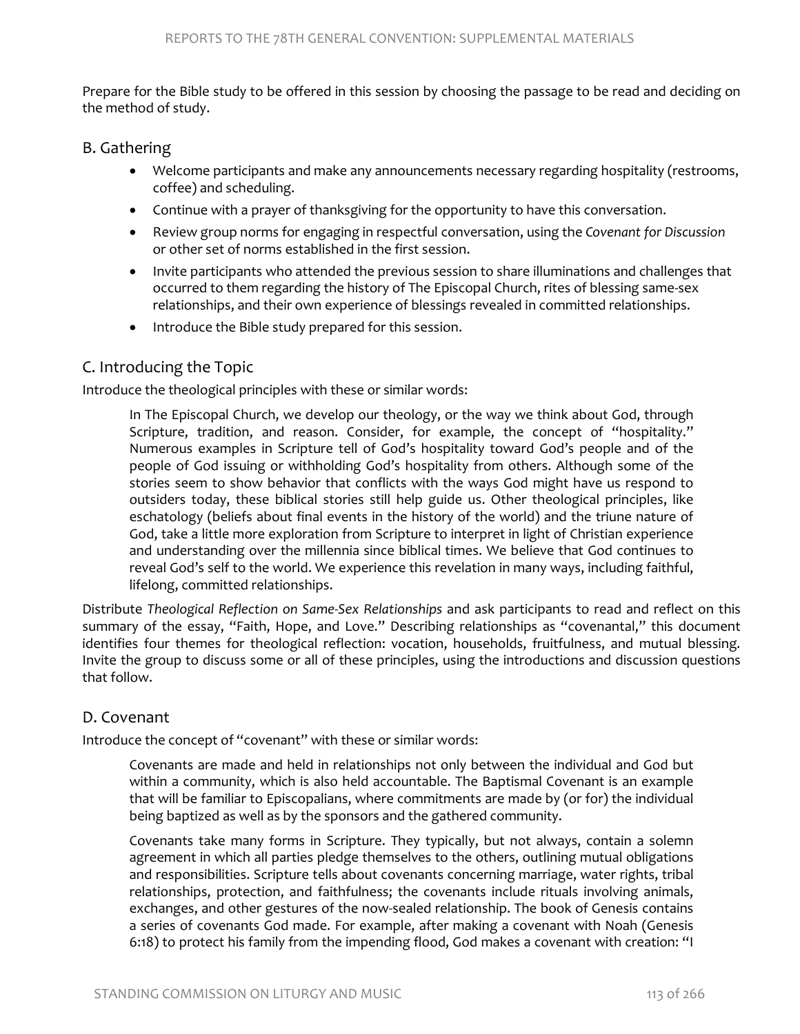Prepare for the Bible study to be offered in this session by choosing the passage to be read and deciding on the method of study.

## B. Gathering

- Welcome participants and make any announcements necessary regarding hospitality (restrooms, coffee) and scheduling.
- Continue with a prayer of thanksgiving for the opportunity to have this conversation.
- Review group norms for engaging in respectful conversation, using the *Covenant for Discussion* or other set of norms established in the first session.
- Invite participants who attended the previous session to share illuminations and challenges that occurred to them regarding the history of The Episcopal Church, rites of blessing same-sex relationships, and their own experience of blessings revealed in committed relationships.
- Introduce the Bible study prepared for this session.

## C. Introducing the Topic

Introduce the theological principles with these or similar words:

> In The Episcopal Church, we develop our theology, or the way we think about God, through Scripture, tradition, and reason. Consider, for example, the concept of "hospitality." Numerous examples in Scripture tell of God's hospitality toward God's people and of the people of God issuing or withholding God's hospitality from others. Although some of the stories seem to show behavior that conflicts with the ways God might have us respond to outsiders today, these biblical stories still help guide us. Other theological principles, like eschatology (beliefs about final events in the history of the world) and the triune nature of God, take a little more exploration from Scripture to interpret in light of Christian experience and understanding over the millennia since biblical times. We believe that God continues to reveal God's self to the world. We experience this revelation in many ways, including faithful, lifelong, committed relationships.

Distribute *Theological Reflection on Same-Sex Relationships* and ask participants to read and reflect on this summary of the essay, "Faith, Hope, and Love." Describing relationships as "covenantal," this document identifies four themes for theological reflection: vocation, households, fruitfulness, and mutual blessing. Invite the group to discuss some or all of these principles, using the introductions and discussion questions that follow.

## D. Covenant

Introduce the concept of "covenant" with these or similar words:

> Covenants are made and held in relationships not only between the individual and God but within a community, which is also held accountable. The Baptismal Covenant is an example that will be familiar to Episcopalians, where commitments are made by (or for) the individual being baptized as well as by the sponsors and the gathered community.
>
> Covenants take many forms in Scripture. They typically, but not always, contain a solemn agreement in which all parties pledge themselves to the others, outlining mutual obligations and responsibilities. Scripture tells about covenants concerning marriage, water rights, tribal relationships, protection, and faithfulness; the covenants include rituals involving animals, exchanges, and other gestures of the now-sealed relationship. The book of Genesis contains a series of covenants God made. For example, after making a covenant with Noah (Genesis 6:18) to protect his family from the impending flood, God makes a covenant with creation: "I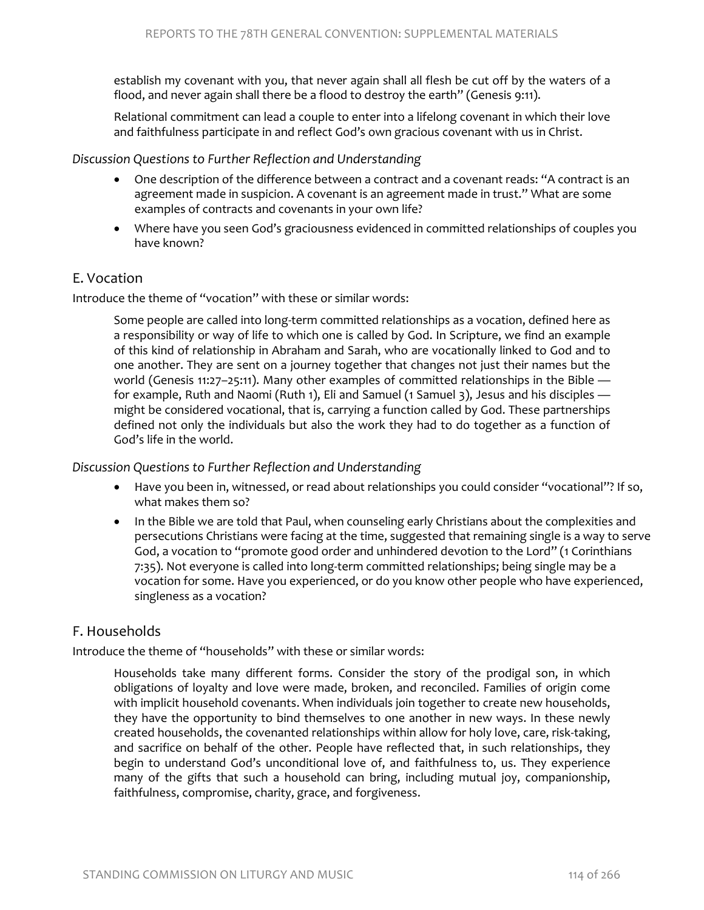establish my covenant with you, that never again shall all flesh be cut off by the waters of a flood, and never again shall there be a flood to destroy the earth" (Genesis 9:11).

Relational commitment can lead a couple to enter into a lifelong covenant in which their love and faithfulness participate in and reflect God's own gracious covenant with us in Christ.

*Discussion Questions to Further Reflection and Understanding*

- One description of the difference between a contract and a covenant reads: "A contract is an agreement made in suspicion. A covenant is an agreement made in trust." What are some examples of contracts and covenants in your own life?
- Where have you seen God's graciousness evidenced in committed relationships of couples you have known?

## E. Vocation

Introduce the theme of "vocation" with these or similar words:

> Some people are called into long-term committed relationships as a vocation, defined here as a responsibility or way of life to which one is called by God. In Scripture, we find an example of this kind of relationship in Abraham and Sarah, who are vocationally linked to God and to one another. They are sent on a journey together that changes not just their names but the world (Genesis 11:27–25:11). Many other examples of committed relationships in the Bible — for example, Ruth and Naomi (Ruth 1), Eli and Samuel (1 Samuel 3), Jesus and his disciples — might be considered vocational, that is, carrying a function called by God. These partnerships defined not only the individuals but also the work they had to do together as a function of God's life in the world.

*Discussion Questions to Further Reflection and Understanding*

- Have you been in, witnessed, or read about relationships you could consider "vocational"? If so, what makes them so?
- In the Bible we are told that Paul, when counseling early Christians about the complexities and persecutions Christians were facing at the time, suggested that remaining single is a way to serve God, a vocation to "promote good order and unhindered devotion to the Lord" (1 Corinthians 7:35). Not everyone is called into long-term committed relationships; being single may be a vocation for some. Have you experienced, or do you know other people who have experienced, singleness as a vocation?

## F. Households

Introduce the theme of "households" with these or similar words:

> Households take many different forms. Consider the story of the prodigal son, in which obligations of loyalty and love were made, broken, and reconciled. Families of origin come with implicit household covenants. When individuals join together to create new households, they have the opportunity to bind themselves to one another in new ways. In these newly created households, the covenanted relationships within allow for holy love, care, risk-taking, and sacrifice on behalf of the other. People have reflected that, in such relationships, they begin to understand God's unconditional love of, and faithfulness to, us. They experience many of the gifts that such a household can bring, including mutual joy, companionship, faithfulness, compromise, charity, grace, and forgiveness.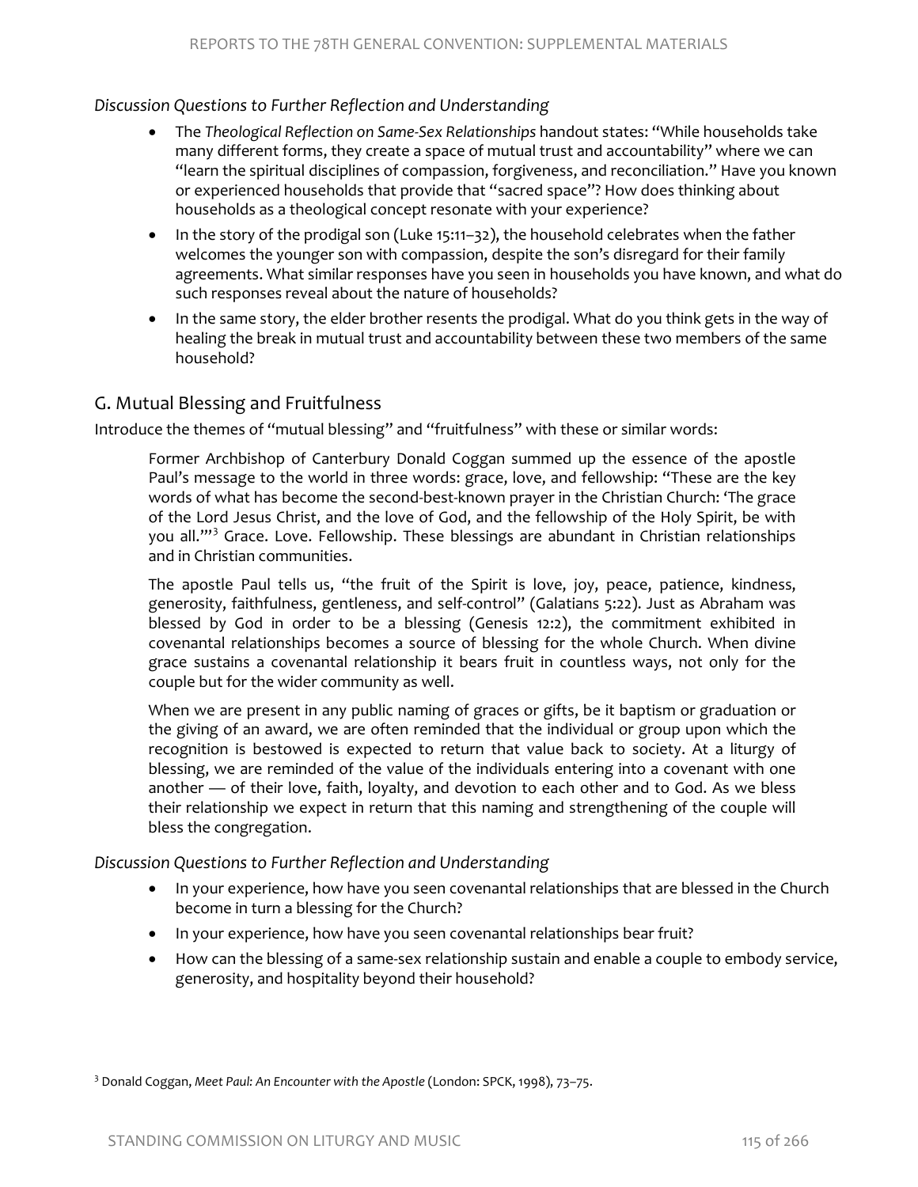*Discussion Questions to Further Reflection and Understanding*

- The *Theological Reflection on Same-Sex Relationships* handout states: "While households take many different forms, they create a space of mutual trust and accountability" where we can "learn the spiritual disciplines of compassion, forgiveness, and reconciliation." Have you known or experienced households that provide that "sacred space"? How does thinking about households as a theological concept resonate with your experience?
- In the story of the prodigal son (Luke 15:11–32), the household celebrates when the father welcomes the younger son with compassion, despite the son's disregard for their family agreements. What similar responses have you seen in households you have known, and what do such responses reveal about the nature of households?
- In the same story, the elder brother resents the prodigal. What do you think gets in the way of healing the break in mutual trust and accountability between these two members of the same household?

## G. Mutual Blessing and Fruitfulness

Introduce the themes of "mutual blessing" and "fruitfulness" with these or similar words:

> Former Archbishop of Canterbury Donald Coggan summed up the essence of the apostle Paul's message to the world in three words: grace, love, and fellowship: "These are the key words of what has become the second-best-known prayer in the Christian Church: 'The grace of the Lord Jesus Christ, and the love of God, and the fellowship of the Holy Spirit, be with you all.'"[3] Grace. Love. Fellowship. These blessings are abundant in Christian relationships and in Christian communities.
>
> The apostle Paul tells us, "the fruit of the Spirit is love, joy, peace, patience, kindness, generosity, faithfulness, gentleness, and self-control" (Galatians 5:22). Just as Abraham was blessed by God in order to be a blessing (Genesis 12:2), the commitment exhibited in covenantal relationships becomes a source of blessing for the whole Church. When divine grace sustains a covenantal relationship it bears fruit in countless ways, not only for the couple but for the wider community as well.
>
> When we are present in any public naming of graces or gifts, be it baptism or graduation or the giving of an award, we are often reminded that the individual or group upon which the recognition is bestowed is expected to return that value back to society. At a liturgy of blessing, we are reminded of the value of the individuals entering into a covenant with one another — of their love, faith, loyalty, and devotion to each other and to God. As we bless their relationship we expect in return that this naming and strengthening of the couple will bless the congregation.

*Discussion Questions to Further Reflection and Understanding*

- In your experience, how have you seen covenantal relationships that are blessed in the Church become in turn a blessing for the Church?
- In your experience, how have you seen covenantal relationships bear fruit?
- How can the blessing of a same-sex relationship sustain and enable a couple to embody service, generosity, and hospitality beyond their household?

[3] Donald Coggan, *Meet Paul: An Encounter with the Apostle* (London: SPCK, 1998), 73–75.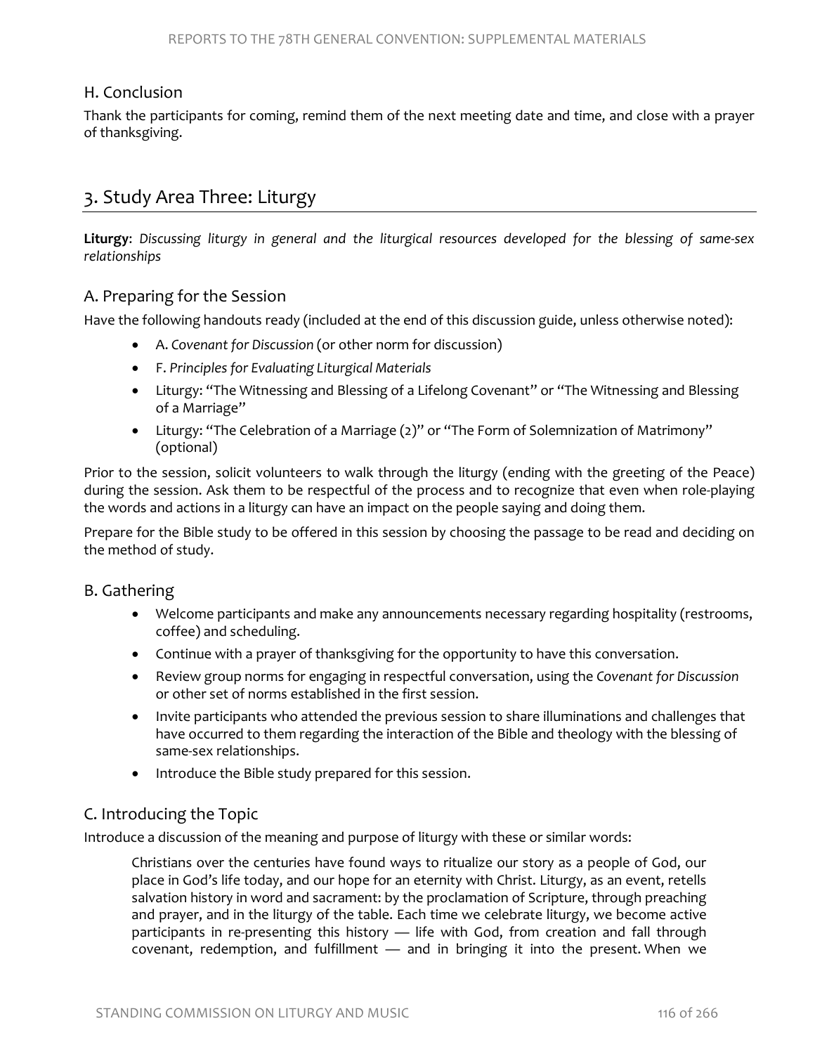### H. Conclusion

Thank the participants for coming, remind them of the next meeting date and time, and close with a prayer of thanksgiving.

## 3. Study Area Three: Liturgy

**Liturgy**: *Discussing liturgy in general and the liturgical resources developed for the blessing of same-sex relationships*

### A. Preparing for the Session

Have the following handouts ready (included at the end of this discussion guide, unless otherwise noted):

- A. *Covenant for Discussion* (or other norm for discussion)
- F. *Principles for Evaluating Liturgical Materials*
- Liturgy: "The Witnessing and Blessing of a Lifelong Covenant" or "The Witnessing and Blessing of a Marriage"
- Liturgy: "The Celebration of a Marriage (2)" or "The Form of Solemnization of Matrimony" (optional)

Prior to the session, solicit volunteers to walk through the liturgy (ending with the greeting of the Peace) during the session. Ask them to be respectful of the process and to recognize that even when role-playing the words and actions in a liturgy can have an impact on the people saying and doing them.

Prepare for the Bible study to be offered in this session by choosing the passage to be read and deciding on the method of study.

### B. Gathering

- Welcome participants and make any announcements necessary regarding hospitality (restrooms, coffee) and scheduling.
- Continue with a prayer of thanksgiving for the opportunity to have this conversation.
- Review group norms for engaging in respectful conversation, using the *Covenant for Discussion* or other set of norms established in the first session.
- Invite participants who attended the previous session to share illuminations and challenges that have occurred to them regarding the interaction of the Bible and theology with the blessing of same-sex relationships.
- Introduce the Bible study prepared for this session.

### C. Introducing the Topic

Introduce a discussion of the meaning and purpose of liturgy with these or similar words:

> Christians over the centuries have found ways to ritualize our story as a people of God, our place in God's life today, and our hope for an eternity with Christ. Liturgy, as an event, retells salvation history in word and sacrament: by the proclamation of Scripture, through preaching and prayer, and in the liturgy of the table. Each time we celebrate liturgy, we become active participants in re-presenting this history — life with God, from creation and fall through covenant, redemption, and fulfillment — and in bringing it into the present. When we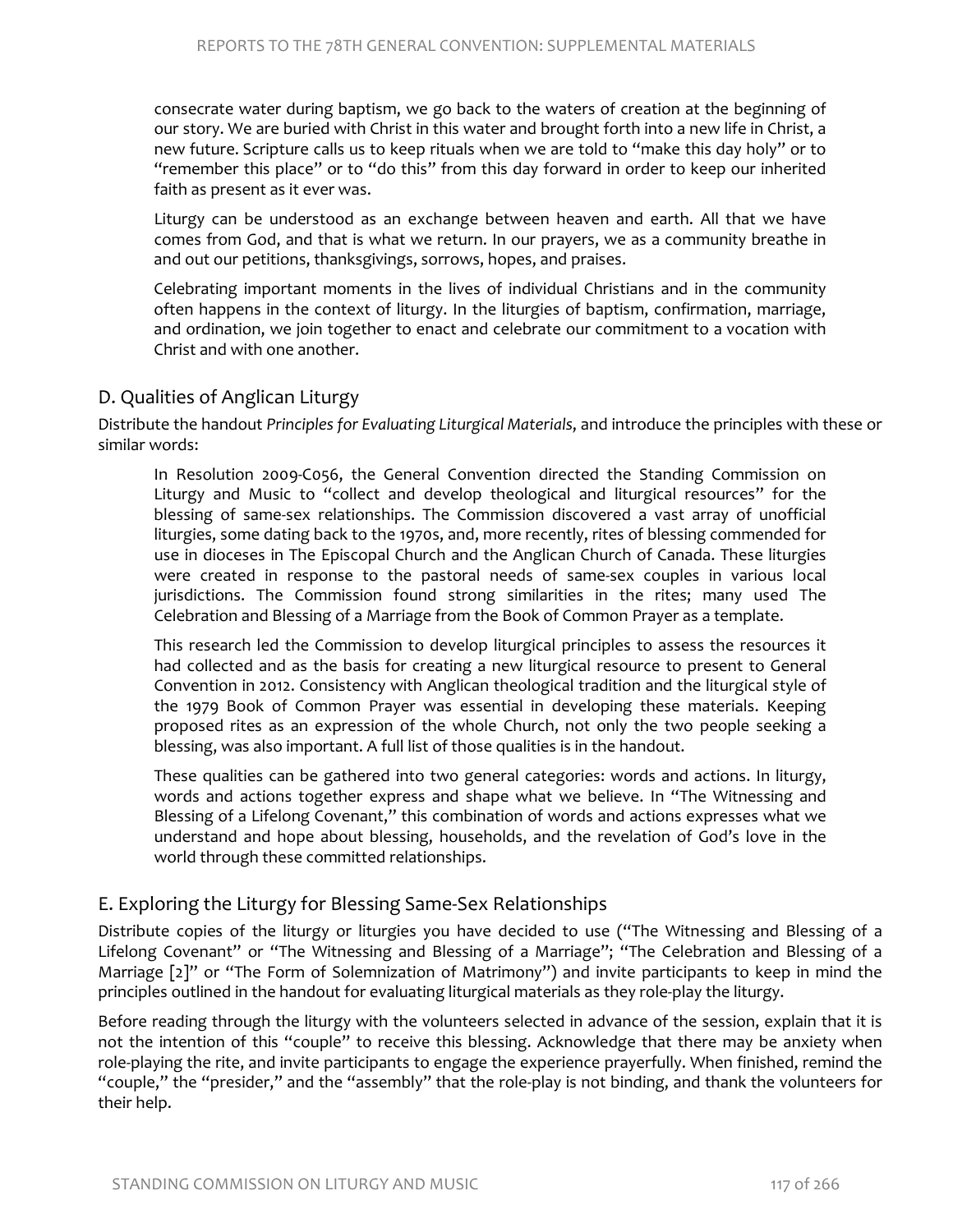consecrate water during baptism, we go back to the waters of creation at the beginning of our story. We are buried with Christ in this water and brought forth into a new life in Christ, a new future. Scripture calls us to keep rituals when we are told to "make this day holy" or to "remember this place" or to "do this" from this day forward in order to keep our inherited faith as present as it ever was.

Liturgy can be understood as an exchange between heaven and earth. All that we have comes from God, and that is what we return. In our prayers, we as a community breathe in and out our petitions, thanksgivings, sorrows, hopes, and praises.

Celebrating important moments in the lives of individual Christians and in the community often happens in the context of liturgy. In the liturgies of baptism, confirmation, marriage, and ordination, we join together to enact and celebrate our commitment to a vocation with Christ and with one another.

## D. Qualities of Anglican Liturgy

Distribute the handout *Principles for Evaluating Liturgical Materials*, and introduce the principles with these or similar words:

In Resolution 2009-C056, the General Convention directed the Standing Commission on Liturgy and Music to "collect and develop theological and liturgical resources" for the blessing of same-sex relationships. The Commission discovered a vast array of unofficial liturgies, some dating back to the 1970s, and, more recently, rites of blessing commended for use in dioceses in The Episcopal Church and the Anglican Church of Canada. These liturgies were created in response to the pastoral needs of same-sex couples in various local jurisdictions. The Commission found strong similarities in the rites; many used The Celebration and Blessing of a Marriage from the Book of Common Prayer as a template.

This research led the Commission to develop liturgical principles to assess the resources it had collected and as the basis for creating a new liturgical resource to present to General Convention in 2012. Consistency with Anglican theological tradition and the liturgical style of the 1979 Book of Common Prayer was essential in developing these materials. Keeping proposed rites as an expression of the whole Church, not only the two people seeking a blessing, was also important. A full list of those qualities is in the handout.

These qualities can be gathered into two general categories: words and actions. In liturgy, words and actions together express and shape what we believe. In "The Witnessing and Blessing of a Lifelong Covenant," this combination of words and actions expresses what we understand and hope about blessing, households, and the revelation of God's love in the world through these committed relationships.

## E. Exploring the Liturgy for Blessing Same-Sex Relationships

Distribute copies of the liturgy or liturgies you have decided to use ("The Witnessing and Blessing of a Lifelong Covenant" or "The Witnessing and Blessing of a Marriage"; "The Celebration and Blessing of a Marriage [2]" or "The Form of Solemnization of Matrimony") and invite participants to keep in mind the principles outlined in the handout for evaluating liturgical materials as they role-play the liturgy.

Before reading through the liturgy with the volunteers selected in advance of the session, explain that it is not the intention of this "couple" to receive this blessing. Acknowledge that there may be anxiety when role-playing the rite, and invite participants to engage the experience prayerfully. When finished, remind the "couple," the "presider," and the "assembly" that the role-play is not binding, and thank the volunteers for their help.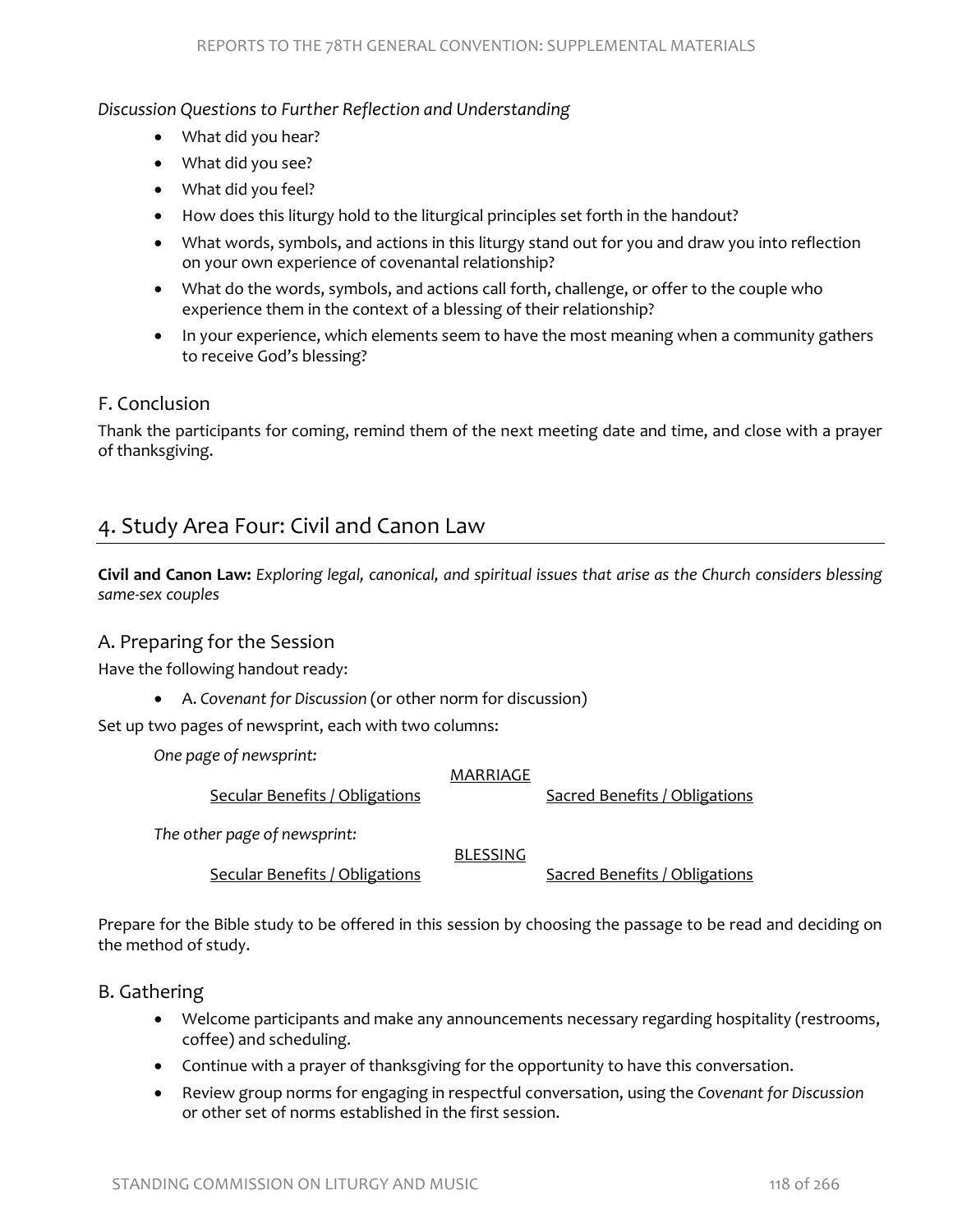*Discussion Questions to Further Reflection and Understanding*

- What did you hear?
- What did you see?
- What did you feel?
- How does this liturgy hold to the liturgical principles set forth in the handout?
- What words, symbols, and actions in this liturgy stand out for you and draw you into reflection on your own experience of covenantal relationship?
- What do the words, symbols, and actions call forth, challenge, or offer to the couple who experience them in the context of a blessing of their relationship?
- In your experience, which elements seem to have the most meaning when a community gathers to receive God's blessing?

### F. Conclusion

Thank the participants for coming, remind them of the next meeting date and time, and close with a prayer of thanksgiving.

## 4. Study Area Four: Civil and Canon Law

**Civil and Canon Law:** *Exploring legal, canonical, and spiritual issues that arise as the Church considers blessing same-sex couples*

### A. Preparing for the Session

Have the following handout ready:

- A. *Covenant for Discussion* (or other norm for discussion)

Set up two pages of newsprint, each with two columns:

*One page of newsprint:*

MARRIAGE

| Secular Benefits / Obligations | Sacred Benefits / Obligations |
| --- | --- |

*The other page of newsprint:*

BLESSING

| Secular Benefits / Obligations | Sacred Benefits / Obligations |
| --- | --- |

Prepare for the Bible study to be offered in this session by choosing the passage to be read and deciding on the method of study.

### B. Gathering

- Welcome participants and make any announcements necessary regarding hospitality (restrooms, coffee) and scheduling.
- Continue with a prayer of thanksgiving for the opportunity to have this conversation.
- Review group norms for engaging in respectful conversation, using the *Covenant for Discussion* or other set of norms established in the first session.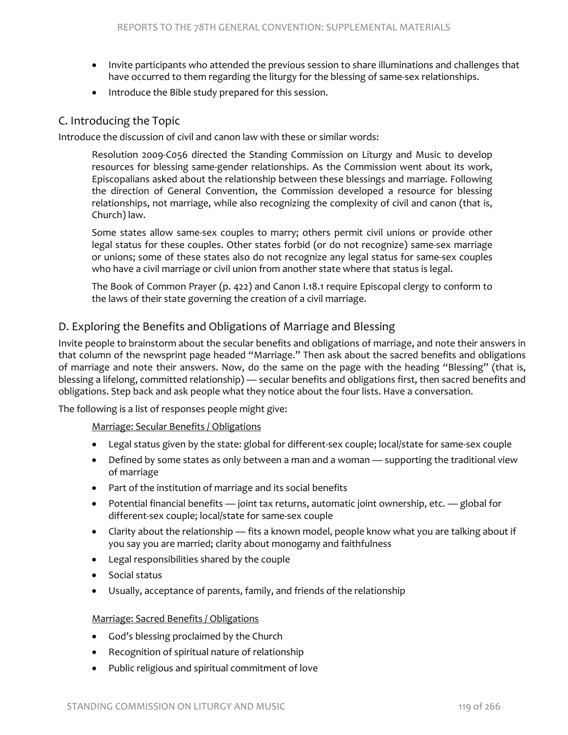- Invite participants who attended the previous session to share illuminations and challenges that have occurred to them regarding the liturgy for the blessing of same-sex relationships.
- Introduce the Bible study prepared for this session.

## C. Introducing the Topic

Introduce the discussion of civil and canon law with these or similar words:

> Resolution 2009-C056 directed the Standing Commission on Liturgy and Music to develop resources for blessing same-gender relationships. As the Commission went about its work, Episcopalians asked about the relationship between these blessings and marriage. Following the direction of General Convention, the Commission developed a resource for blessing relationships, not marriage, while also recognizing the complexity of civil and canon (that is, Church) law.
>
> Some states allow same-sex couples to marry; others permit civil unions or provide other legal status for these couples. Other states forbid (or do not recognize) same-sex marriage or unions; some of these states also do not recognize any legal status for same-sex couples who have a civil marriage or civil union from another state where that status is legal.
>
> The Book of Common Prayer (p. 422) and Canon I.18.1 require Episcopal clergy to conform to the laws of their state governing the creation of a civil marriage.

## D. Exploring the Benefits and Obligations of Marriage and Blessing

Invite people to brainstorm about the secular benefits and obligations of marriage, and note their answers in that column of the newsprint page headed "Marriage." Then ask about the sacred benefits and obligations of marriage and note their answers. Now, do the same on the page with the heading "Blessing" (that is, blessing a lifelong, committed relationship) — secular benefits and obligations first, then sacred benefits and obligations. Step back and ask people what they notice about the four lists. Have a conversation.

The following is a list of responses people might give:

Marriage: Secular Benefits / Obligations

- Legal status given by the state: global for different-sex couple; local/state for same-sex couple
- Defined by some states as only between a man and a woman — supporting the traditional view of marriage
- Part of the institution of marriage and its social benefits
- Potential financial benefits — joint tax returns, automatic joint ownership, etc. — global for different-sex couple; local/state for same-sex couple
- Clarity about the relationship — fits a known model, people know what you are talking about if you say you are married; clarity about monogamy and faithfulness
- Legal responsibilities shared by the couple
- Social status
- Usually, acceptance of parents, family, and friends of the relationship

Marriage: Sacred Benefits / Obligations

- God's blessing proclaimed by the Church
- Recognition of spiritual nature of relationship
- Public religious and spiritual commitment of love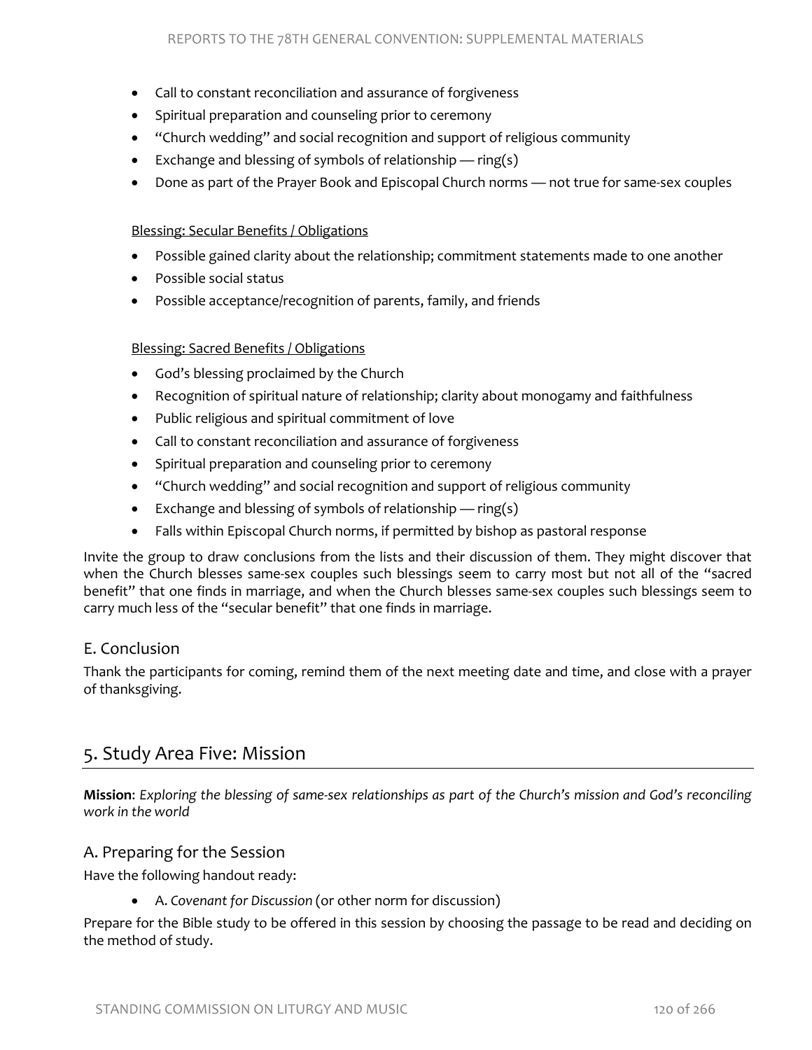- Call to constant reconciliation and assurance of forgiveness
- Spiritual preparation and counseling prior to ceremony
- "Church wedding" and social recognition and support of religious community
- Exchange and blessing of symbols of relationship — ring(s)
- Done as part of the Prayer Book and Episcopal Church norms — not true for same-sex couples

<u>Blessing: Secular Benefits / Obligations</u>

- Possible gained clarity about the relationship; commitment statements made to one another
- Possible social status
- Possible acceptance/recognition of parents, family, and friends

<u>Blessing: Sacred Benefits / Obligations</u>

- God's blessing proclaimed by the Church
- Recognition of spiritual nature of relationship; clarity about monogamy and faithfulness
- Public religious and spiritual commitment of love
- Call to constant reconciliation and assurance of forgiveness
- Spiritual preparation and counseling prior to ceremony
- "Church wedding" and social recognition and support of religious community
- Exchange and blessing of symbols of relationship — ring(s)
- Falls within Episcopal Church norms, if permitted by bishop as pastoral response

Invite the group to draw conclusions from the lists and their discussion of them. They might discover that when the Church blesses same-sex couples such blessings seem to carry most but not all of the "sacred benefit" that one finds in marriage, and when the Church blesses same-sex couples such blessings seem to carry much less of the "secular benefit" that one finds in marriage.

### E. Conclusion

Thank the participants for coming, remind them of the next meeting date and time, and close with a prayer of thanksgiving.

## 5. Study Area Five: Mission

**Mission**: *Exploring the blessing of same-sex relationships as part of the Church's mission and God's reconciling work in the world*

### A. Preparing for the Session

Have the following handout ready:

- A. *Covenant for Discussion* (or other norm for discussion)

Prepare for the Bible study to be offered in this session by choosing the passage to be read and deciding on the method of study.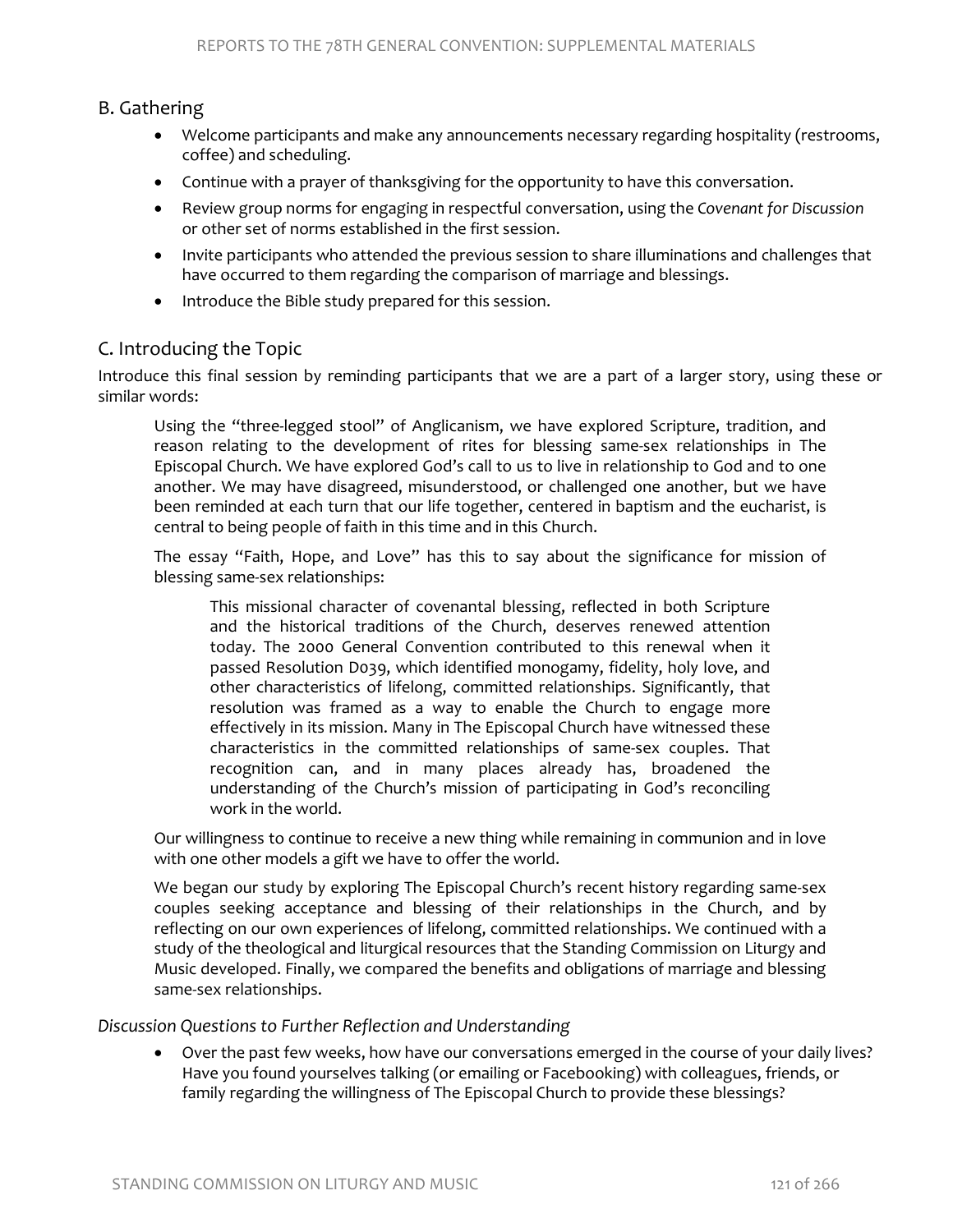## B. Gathering

- Welcome participants and make any announcements necessary regarding hospitality (restrooms, coffee) and scheduling.
- Continue with a prayer of thanksgiving for the opportunity to have this conversation.
- Review group norms for engaging in respectful conversation, using the *Covenant for Discussion* or other set of norms established in the first session.
- Invite participants who attended the previous session to share illuminations and challenges that have occurred to them regarding the comparison of marriage and blessings.
- Introduce the Bible study prepared for this session.

## C. Introducing the Topic

Introduce this final session by reminding participants that we are a part of a larger story, using these or similar words:

> Using the "three-legged stool" of Anglicanism, we have explored Scripture, tradition, and reason relating to the development of rites for blessing same-sex relationships in The Episcopal Church. We have explored God's call to us to live in relationship to God and to one another. We may have disagreed, misunderstood, or challenged one another, but we have been reminded at each turn that our life together, centered in baptism and the eucharist, is central to being people of faith in this time and in this Church.
>
> The essay "Faith, Hope, and Love" has this to say about the significance for mission of blessing same-sex relationships:
>
> > This missional character of covenantal blessing, reflected in both Scripture and the historical traditions of the Church, deserves renewed attention today. The 2000 General Convention contributed to this renewal when it passed Resolution D039, which identified monogamy, fidelity, holy love, and other characteristics of lifelong, committed relationships. Significantly, that resolution was framed as a way to enable the Church to engage more effectively in its mission. Many in The Episcopal Church have witnessed these characteristics in the committed relationships of same-sex couples. That recognition can, and in many places already has, broadened the understanding of the Church's mission of participating in God's reconciling work in the world.
>
> Our willingness to continue to receive a new thing while remaining in communion and in love with one other models a gift we have to offer the world.
>
> We began our study by exploring The Episcopal Church's recent history regarding same-sex couples seeking acceptance and blessing of their relationships in the Church, and by reflecting on our own experiences of lifelong, committed relationships. We continued with a study of the theological and liturgical resources that the Standing Commission on Liturgy and Music developed. Finally, we compared the benefits and obligations of marriage and blessing same-sex relationships.

### *Discussion Questions to Further Reflection and Understanding*

- Over the past few weeks, how have our conversations emerged in the course of your daily lives? Have you found yourselves talking (or emailing or Facebooking) with colleagues, friends, or family regarding the willingness of The Episcopal Church to provide these blessings?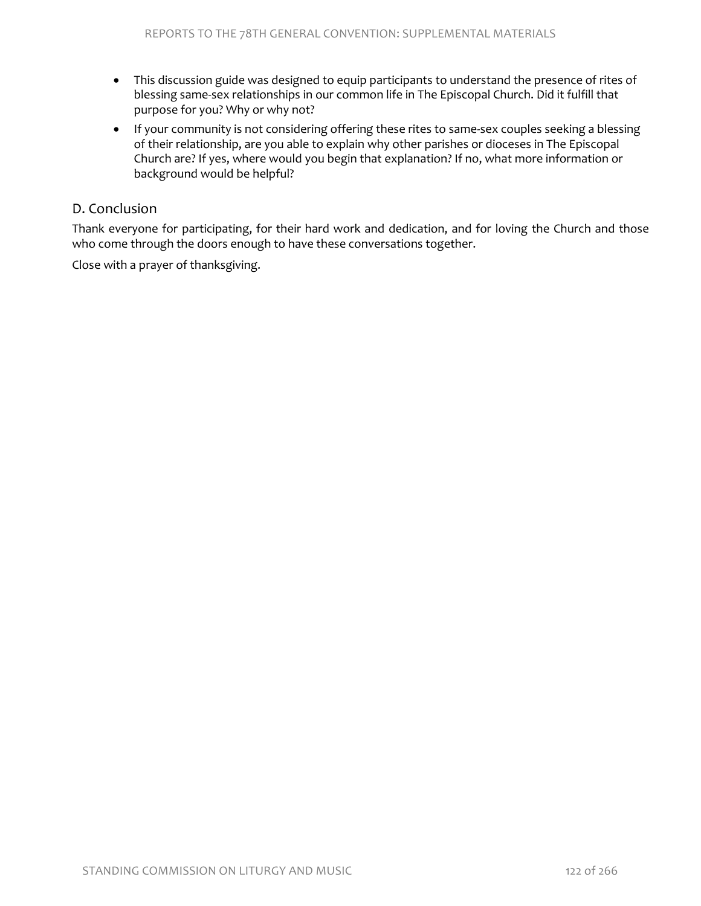- This discussion guide was designed to equip participants to understand the presence of rites of blessing same-sex relationships in our common life in The Episcopal Church. Did it fulfill that purpose for you? Why or why not?
- If your community is not considering offering these rites to same-sex couples seeking a blessing of their relationship, are you able to explain why other parishes or dioceses in The Episcopal Church are? If yes, where would you begin that explanation? If no, what more information or background would be helpful?

## D. Conclusion

Thank everyone for participating, for their hard work and dedication, and for loving the Church and those who come through the doors enough to have these conversations together.

Close with a prayer of thanksgiving.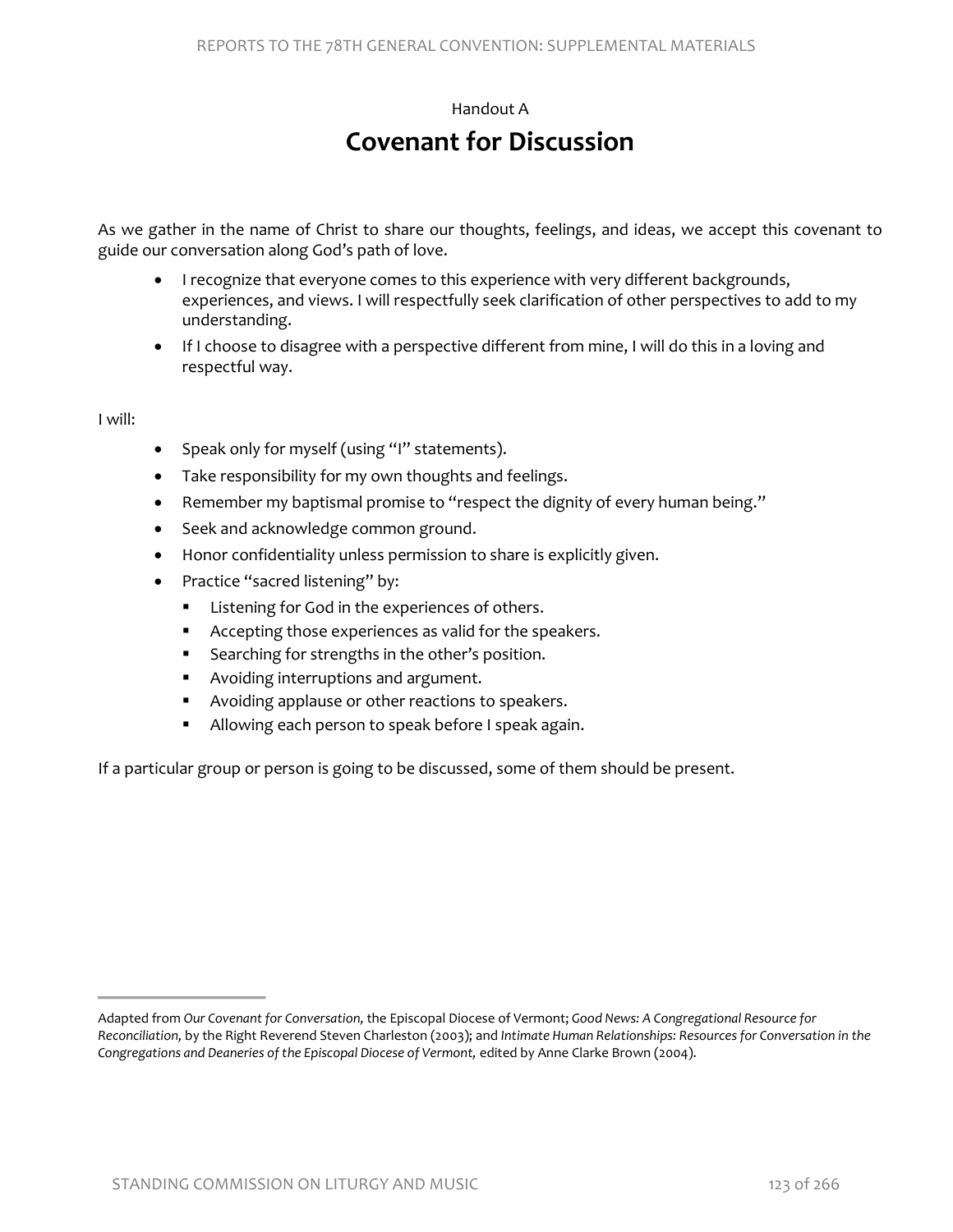Handout A

# Covenant for Discussion

As we gather in the name of Christ to share our thoughts, feelings, and ideas, we accept this covenant to guide our conversation along God's path of love.

- I recognize that everyone comes to this experience with very different backgrounds, experiences, and views. I will respectfully seek clarification of other perspectives to add to my understanding.
- If I choose to disagree with a perspective different from mine, I will do this in a loving and respectful way.

I will:

- Speak only for myself (using "I" statements).
- Take responsibility for my own thoughts and feelings.
- Remember my baptismal promise to "respect the dignity of every human being."
- Seek and acknowledge common ground.
- Honor confidentiality unless permission to share is explicitly given.
- Practice "sacred listening" by:
  - Listening for God in the experiences of others.
  - Accepting those experiences as valid for the speakers.
  - Searching for strengths in the other's position.
  - Avoiding interruptions and argument.
  - Avoiding applause or other reactions to speakers.
  - Allowing each person to speak before I speak again.

If a particular group or person is going to be discussed, some of them should be present.

---

Adapted from *Our Covenant for Conversation,* the Episcopal Diocese of Vermont; *Good News: A Congregational Resource for Reconciliation,* by the Right Reverend Steven Charleston (2003); and *Intimate Human Relationships: Resources for Conversation in the Congregations and Deaneries of the Episcopal Diocese of Vermont,* edited by Anne Clarke Brown (2004).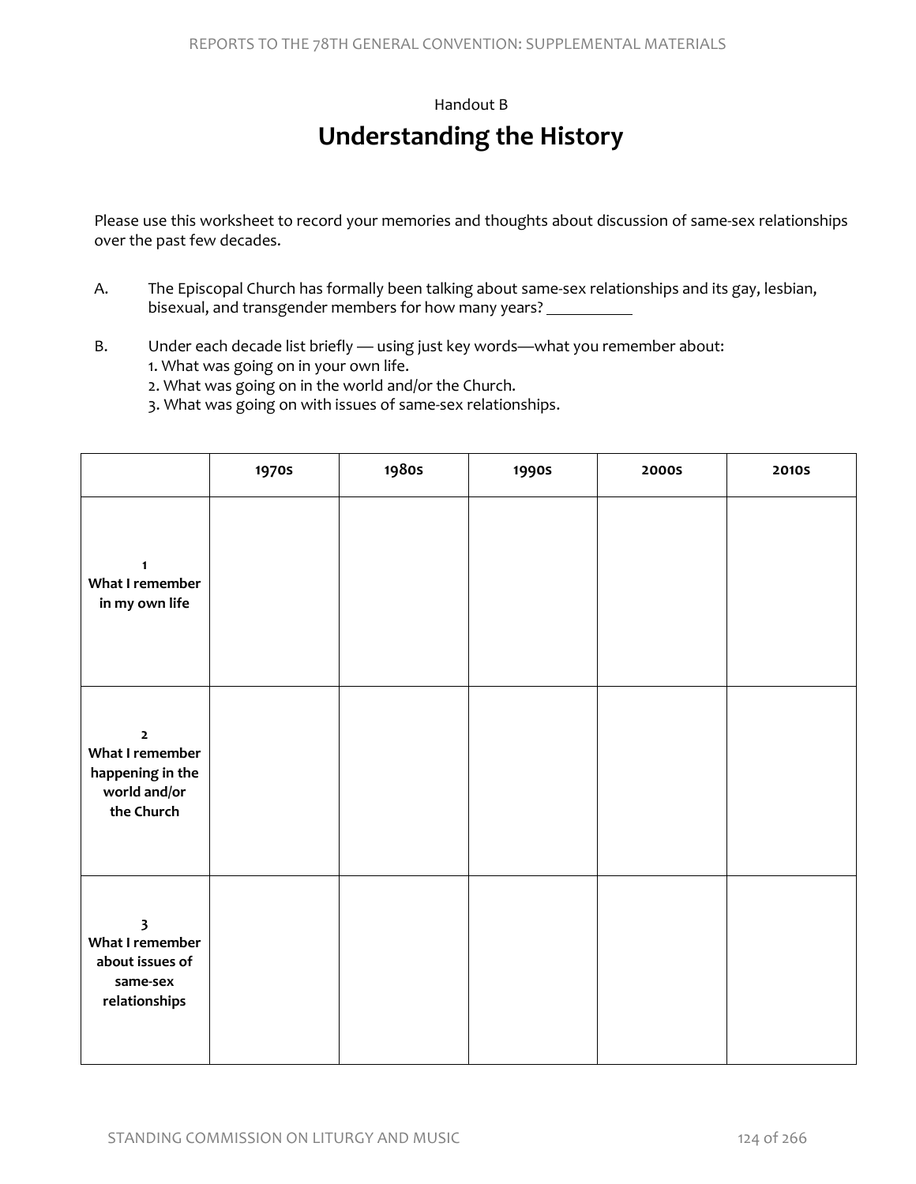Handout B

# Understanding the History

Please use this worksheet to record your memories and thoughts about discussion of same-sex relationships over the past few decades.

A. The Episcopal Church has formally been talking about same-sex relationships and its gay, lesbian, bisexual, and transgender members for how many years? ___________

B. Under each decade list briefly — using just key words—what you remember about:
1. What was going on in your own life.
2. What was going on in the world and/or the Church.
3. What was going on with issues of same-sex relationships.

| | 1970s | 1980s | 1990s | 2000s | 2010s |
|---|---|---|---|---|---|
| **1 What I remember in my own life** | | | | | |
| **2 What I remember happening in the world and/or the Church** | | | | | |
| **3 What I remember about issues of same-sex relationships** | | | | | |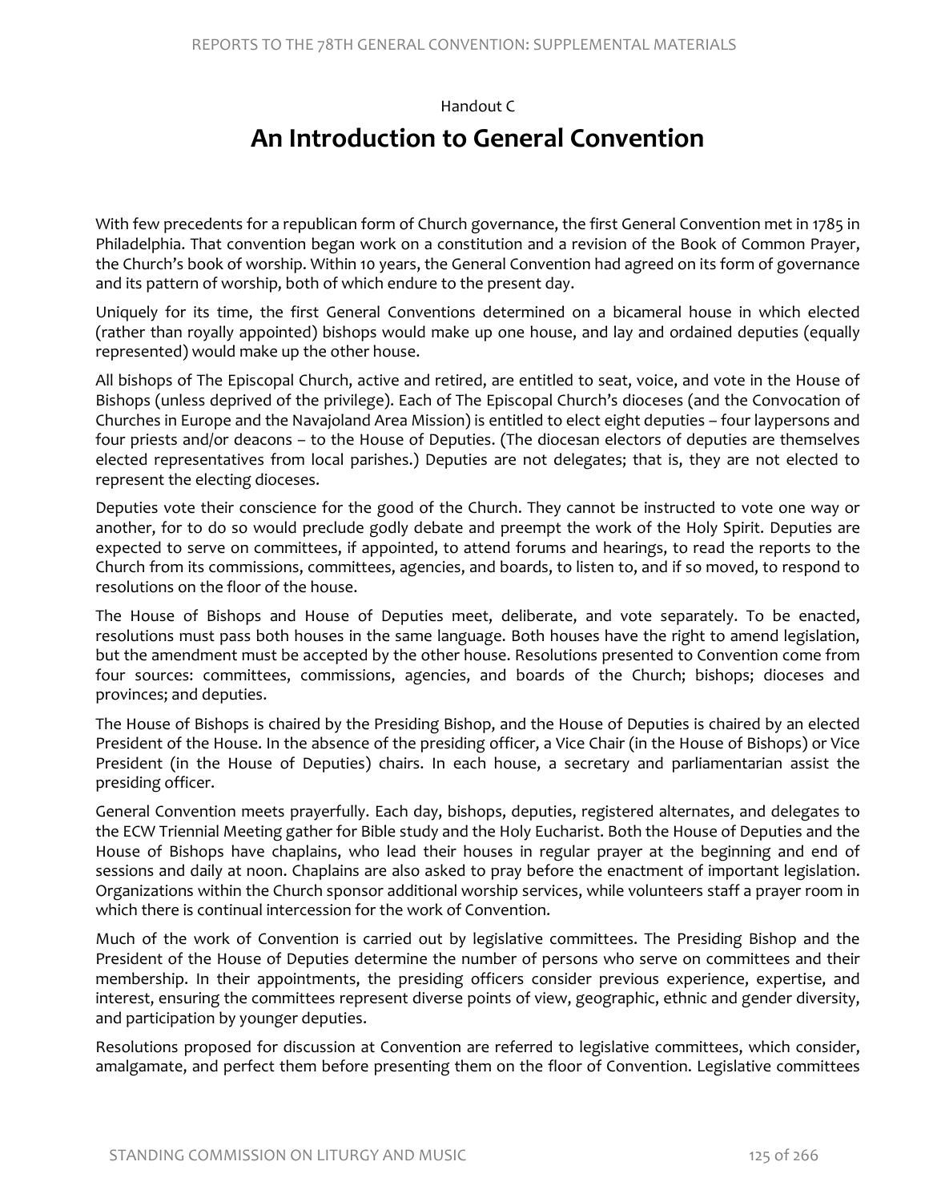Handout C

# An Introduction to General Convention

With few precedents for a republican form of Church governance, the first General Convention met in 1785 in Philadelphia. That convention began work on a constitution and a revision of the Book of Common Prayer, the Church's book of worship. Within 10 years, the General Convention had agreed on its form of governance and its pattern of worship, both of which endure to the present day.

Uniquely for its time, the first General Conventions determined on a bicameral house in which elected (rather than royally appointed) bishops would make up one house, and lay and ordained deputies (equally represented) would make up the other house.

All bishops of The Episcopal Church, active and retired, are entitled to seat, voice, and vote in the House of Bishops (unless deprived of the privilege). Each of The Episcopal Church's dioceses (and the Convocation of Churches in Europe and the Navajoland Area Mission) is entitled to elect eight deputies – four laypersons and four priests and/or deacons – to the House of Deputies. (The diocesan electors of deputies are themselves elected representatives from local parishes.) Deputies are not delegates; that is, they are not elected to represent the electing dioceses.

Deputies vote their conscience for the good of the Church. They cannot be instructed to vote one way or another, for to do so would preclude godly debate and preempt the work of the Holy Spirit. Deputies are expected to serve on committees, if appointed, to attend forums and hearings, to read the reports to the Church from its commissions, committees, agencies, and boards, to listen to, and if so moved, to respond to resolutions on the floor of the house.

The House of Bishops and House of Deputies meet, deliberate, and vote separately. To be enacted, resolutions must pass both houses in the same language. Both houses have the right to amend legislation, but the amendment must be accepted by the other house. Resolutions presented to Convention come from four sources: committees, commissions, agencies, and boards of the Church; bishops; dioceses and provinces; and deputies.

The House of Bishops is chaired by the Presiding Bishop, and the House of Deputies is chaired by an elected President of the House. In the absence of the presiding officer, a Vice Chair (in the House of Bishops) or Vice President (in the House of Deputies) chairs. In each house, a secretary and parliamentarian assist the presiding officer.

General Convention meets prayerfully. Each day, bishops, deputies, registered alternates, and delegates to the ECW Triennial Meeting gather for Bible study and the Holy Eucharist. Both the House of Deputies and the House of Bishops have chaplains, who lead their houses in regular prayer at the beginning and end of sessions and daily at noon. Chaplains are also asked to pray before the enactment of important legislation. Organizations within the Church sponsor additional worship services, while volunteers staff a prayer room in which there is continual intercession for the work of Convention.

Much of the work of Convention is carried out by legislative committees. The Presiding Bishop and the President of the House of Deputies determine the number of persons who serve on committees and their membership. In their appointments, the presiding officers consider previous experience, expertise, and interest, ensuring the committees represent diverse points of view, geographic, ethnic and gender diversity, and participation by younger deputies.

Resolutions proposed for discussion at Convention are referred to legislative committees, which consider, amalgamate, and perfect them before presenting them on the floor of Convention. Legislative committees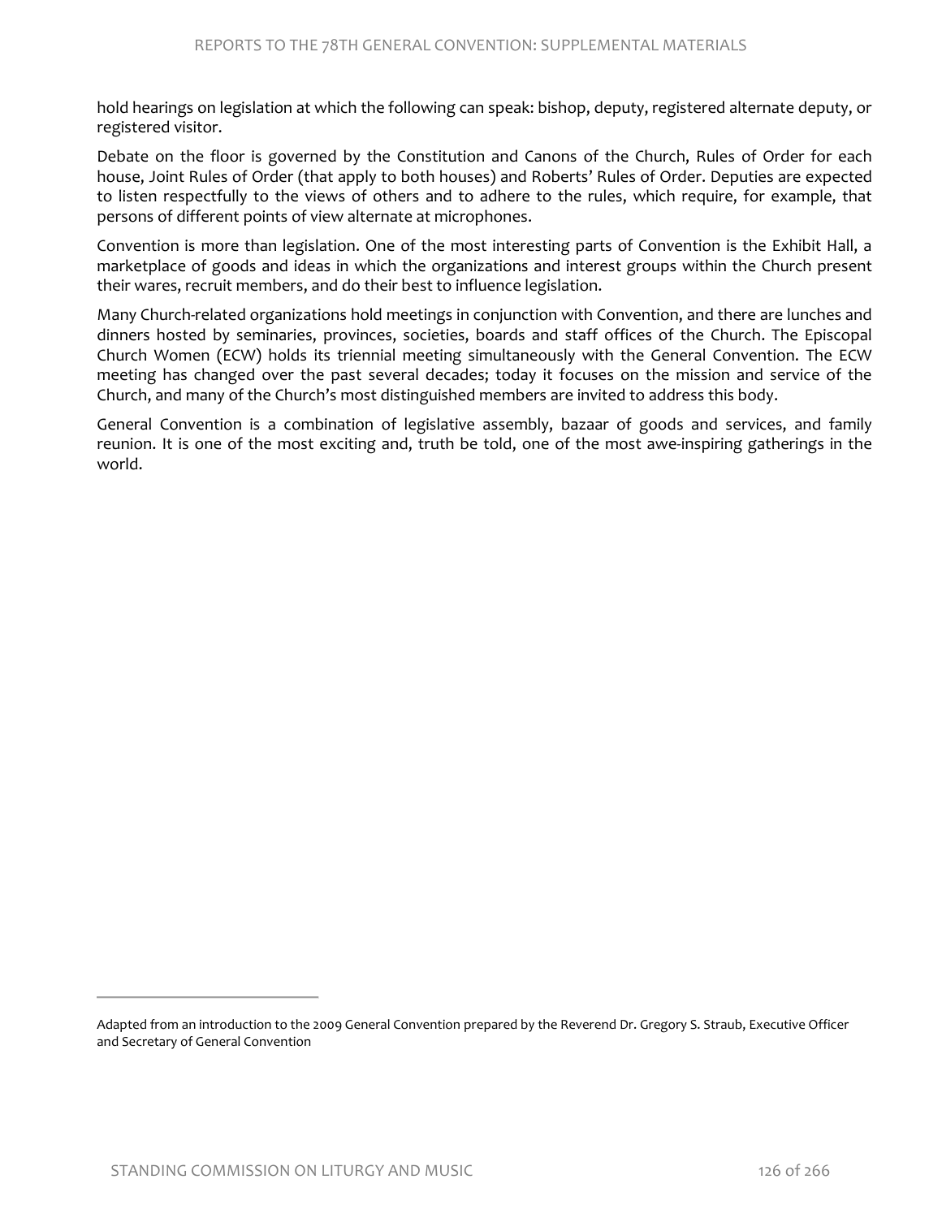hold hearings on legislation at which the following can speak: bishop, deputy, registered alternate deputy, or registered visitor.

Debate on the floor is governed by the Constitution and Canons of the Church, Rules of Order for each house, Joint Rules of Order (that apply to both houses) and Roberts' Rules of Order. Deputies are expected to listen respectfully to the views of others and to adhere to the rules, which require, for example, that persons of different points of view alternate at microphones.

Convention is more than legislation. One of the most interesting parts of Convention is the Exhibit Hall, a marketplace of goods and ideas in which the organizations and interest groups within the Church present their wares, recruit members, and do their best to influence legislation.

Many Church-related organizations hold meetings in conjunction with Convention, and there are lunches and dinners hosted by seminaries, provinces, societies, boards and staff offices of the Church. The Episcopal Church Women (ECW) holds its triennial meeting simultaneously with the General Convention. The ECW meeting has changed over the past several decades; today it focuses on the mission and service of the Church, and many of the Church's most distinguished members are invited to address this body.

General Convention is a combination of legislative assembly, bazaar of goods and services, and family reunion. It is one of the most exciting and, truth be told, one of the most awe-inspiring gatherings in the world.

---

Adapted from an introduction to the 2009 General Convention prepared by the Reverend Dr. Gregory S. Straub, Executive Officer and Secretary of General Convention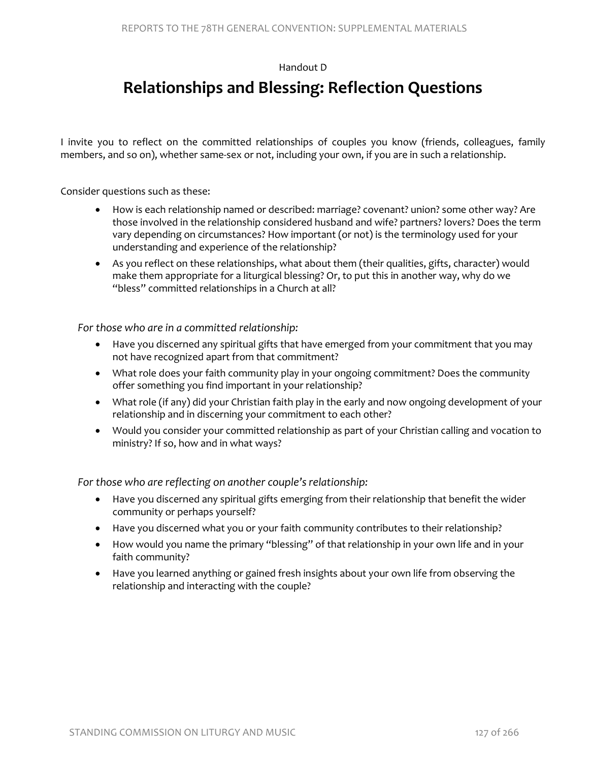Handout D

# Relationships and Blessing: Reflection Questions

I invite you to reflect on the committed relationships of couples you know (friends, colleagues, family members, and so on), whether same-sex or not, including your own, if you are in such a relationship.

Consider questions such as these:

- How is each relationship named or described: marriage? covenant? union? some other way? Are those involved in the relationship considered husband and wife? partners? lovers? Does the term vary depending on circumstances? How important (or not) is the terminology used for your understanding and experience of the relationship?
- As you reflect on these relationships, what about them (their qualities, gifts, character) would make them appropriate for a liturgical blessing? Or, to put this in another way, why do we "bless" committed relationships in a Church at all?

*For those who are in a committed relationship:*

- Have you discerned any spiritual gifts that have emerged from your commitment that you may not have recognized apart from that commitment?
- What role does your faith community play in your ongoing commitment? Does the community offer something you find important in your relationship?
- What role (if any) did your Christian faith play in the early and now ongoing development of your relationship and in discerning your commitment to each other?
- Would you consider your committed relationship as part of your Christian calling and vocation to ministry? If so, how and in what ways?

*For those who are reflecting on another couple's relationship:*

- Have you discerned any spiritual gifts emerging from their relationship that benefit the wider community or perhaps yourself?
- Have you discerned what you or your faith community contributes to their relationship?
- How would you name the primary "blessing" of that relationship in your own life and in your faith community?
- Have you learned anything or gained fresh insights about your own life from observing the relationship and interacting with the couple?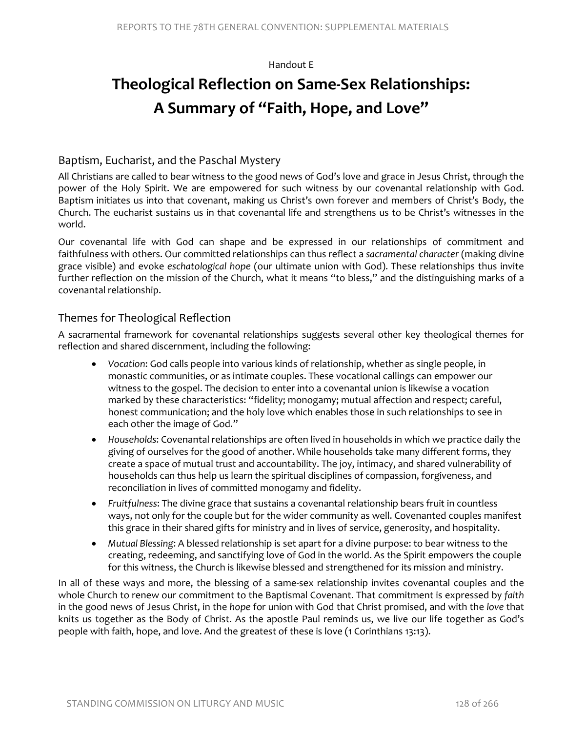Handout E

# Theological Reflection on Same-Sex Relationships: A Summary of "Faith, Hope, and Love"

## Baptism, Eucharist, and the Paschal Mystery

All Christians are called to bear witness to the good news of God's love and grace in Jesus Christ, through the power of the Holy Spirit. We are empowered for such witness by our covenantal relationship with God. Baptism initiates us into that covenant, making us Christ's own forever and members of Christ's Body, the Church. The eucharist sustains us in that covenantal life and strengthens us to be Christ's witnesses in the world.

Our covenantal life with God can shape and be expressed in our relationships of commitment and faithfulness with others. Our committed relationships can thus reflect a *sacramental character* (making divine grace visible) and evoke *eschatological hope* (our ultimate union with God). These relationships thus invite further reflection on the mission of the Church, what it means "to bless," and the distinguishing marks of a covenantal relationship.

## Themes for Theological Reflection

A sacramental framework for covenantal relationships suggests several other key theological themes for reflection and shared discernment, including the following:

- *Vocation*: God calls people into various kinds of relationship, whether as single people, in monastic communities, or as intimate couples. These vocational callings can empower our witness to the gospel. The decision to enter into a covenantal union is likewise a vocation marked by these characteristics: "fidelity; monogamy; mutual affection and respect; careful, honest communication; and the holy love which enables those in such relationships to see in each other the image of God."
- *Households*: Covenantal relationships are often lived in households in which we practice daily the giving of ourselves for the good of another. While households take many different forms, they create a space of mutual trust and accountability. The joy, intimacy, and shared vulnerability of households can thus help us learn the spiritual disciplines of compassion, forgiveness, and reconciliation in lives of committed monogamy and fidelity.
- *Fruitfulness*: The divine grace that sustains a covenantal relationship bears fruit in countless ways, not only for the couple but for the wider community as well. Covenanted couples manifest this grace in their shared gifts for ministry and in lives of service, generosity, and hospitality.
- *Mutual Blessing*: A blessed relationship is set apart for a divine purpose: to bear witness to the creating, redeeming, and sanctifying love of God in the world. As the Spirit empowers the couple for this witness, the Church is likewise blessed and strengthened for its mission and ministry.

In all of these ways and more, the blessing of a same-sex relationship invites covenantal couples and the whole Church to renew our commitment to the Baptismal Covenant. That commitment is expressed by *faith* in the good news of Jesus Christ, in the *hope* for union with God that Christ promised, and with the *love* that knits us together as the Body of Christ. As the apostle Paul reminds us, we live our life together as God's people with faith, hope, and love. And the greatest of these is love (1 Corinthians 13:13).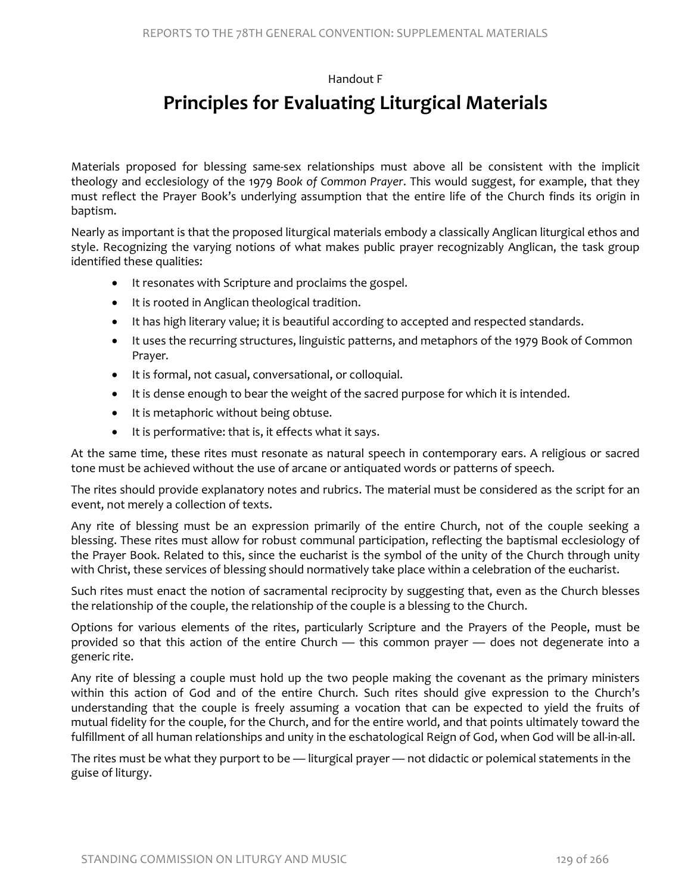Handout F

# Principles for Evaluating Liturgical Materials

Materials proposed for blessing same-sex relationships must above all be consistent with the implicit theology and ecclesiology of the 1979 *Book of Common Prayer*. This would suggest, for example, that they must reflect the Prayer Book's underlying assumption that the entire life of the Church finds its origin in baptism.

Nearly as important is that the proposed liturgical materials embody a classically Anglican liturgical ethos and style. Recognizing the varying notions of what makes public prayer recognizably Anglican, the task group identified these qualities:

- It resonates with Scripture and proclaims the gospel.
- It is rooted in Anglican theological tradition.
- It has high literary value; it is beautiful according to accepted and respected standards.
- It uses the recurring structures, linguistic patterns, and metaphors of the 1979 Book of Common Prayer.
- It is formal, not casual, conversational, or colloquial.
- It is dense enough to bear the weight of the sacred purpose for which it is intended.
- It is metaphoric without being obtuse.
- It is performative: that is, it effects what it says.

At the same time, these rites must resonate as natural speech in contemporary ears. A religious or sacred tone must be achieved without the use of arcane or antiquated words or patterns of speech.

The rites should provide explanatory notes and rubrics. The material must be considered as the script for an event, not merely a collection of texts.

Any rite of blessing must be an expression primarily of the entire Church, not of the couple seeking a blessing. These rites must allow for robust communal participation, reflecting the baptismal ecclesiology of the Prayer Book. Related to this, since the eucharist is the symbol of the unity of the Church through unity with Christ, these services of blessing should normatively take place within a celebration of the eucharist.

Such rites must enact the notion of sacramental reciprocity by suggesting that, even as the Church blesses the relationship of the couple, the relationship of the couple is a blessing to the Church.

Options for various elements of the rites, particularly Scripture and the Prayers of the People, must be provided so that this action of the entire Church — this common prayer — does not degenerate into a generic rite.

Any rite of blessing a couple must hold up the two people making the covenant as the primary ministers within this action of God and of the entire Church. Such rites should give expression to the Church's understanding that the couple is freely assuming a vocation that can be expected to yield the fruits of mutual fidelity for the couple, for the Church, and for the entire world, and that points ultimately toward the fulfillment of all human relationships and unity in the eschatological Reign of God, when God will be all-in-all.

The rites must be what they purport to be — liturgical prayer — not didactic or polemical statements in the guise of liturgy.